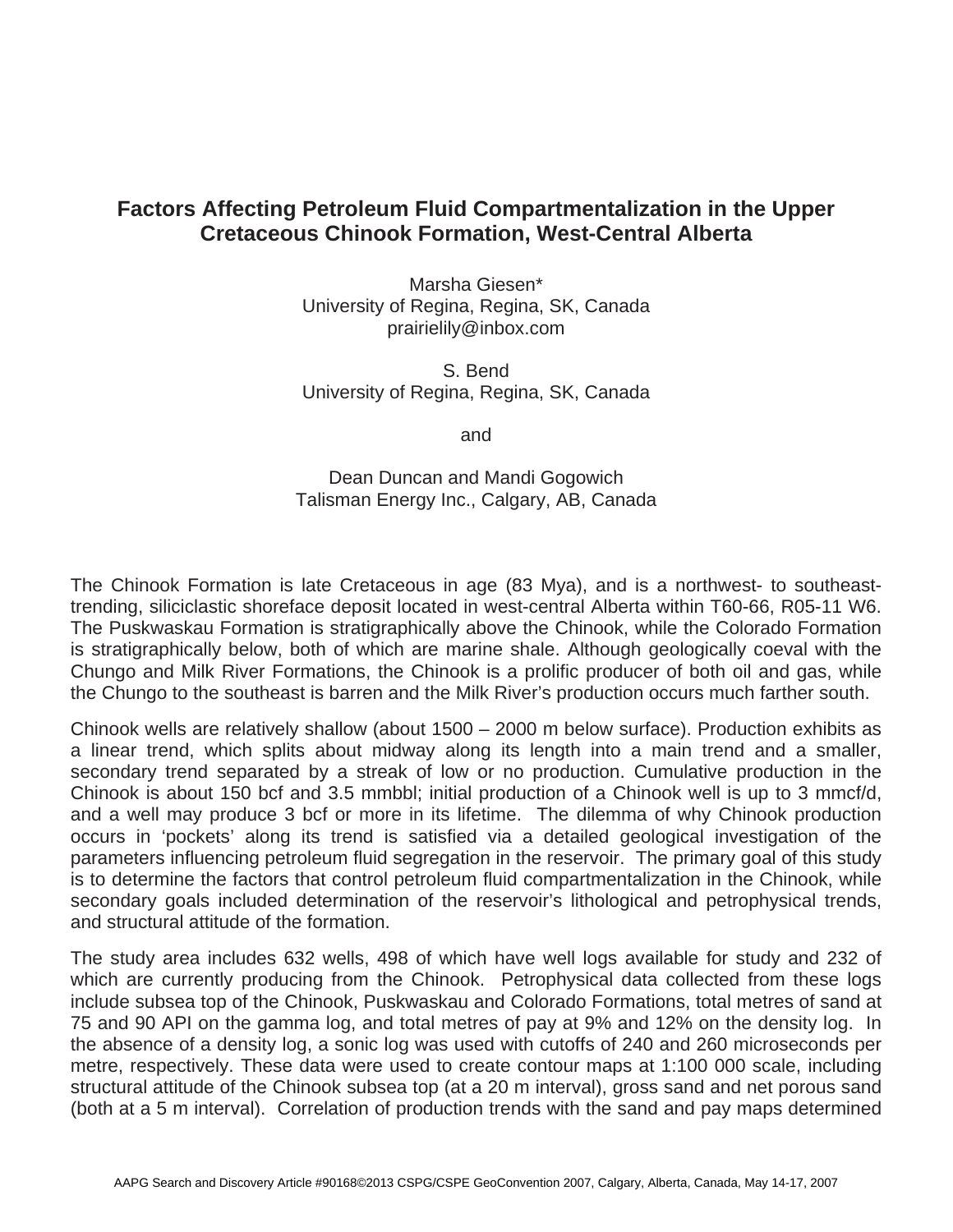# Factors Affecting Petroleum Fluid Compartmentalization in the Upper Cretaceous Chinook Formation, West-Central Alberta

Marsha Giesen*
University of Regina, Regina, SK, Canada
prairielily@inbox.com

S. Bend
University of Regina, Regina, SK, Canada

and

Dean Duncan and Mandi Gogowich
Talisman Energy Inc., Calgary, AB, Canada

The Chinook Formation is late Cretaceous in age (83 Mya), and is a northwest- to southeast-trending, siliciclastic shoreface deposit located in west-central Alberta within T60-66, R05-11 W6. The Puskwaskau Formation is stratigraphically above the Chinook, while the Colorado Formation is stratigraphically below, both of which are marine shale. Although geologically coeval with the Chungo and Milk River Formations, the Chinook is a prolific producer of both oil and gas, while the Chungo to the southeast is barren and the Milk River's production occurs much farther south.

Chinook wells are relatively shallow (about 1500 – 2000 m below surface). Production exhibits as a linear trend, which splits about midway along its length into a main trend and a smaller, secondary trend separated by a streak of low or no production. Cumulative production in the Chinook is about 150 bcf and 3.5 mmbbl; initial production of a Chinook well is up to 3 mmcf/d, and a well may produce 3 bcf or more in its lifetime. The dilemma of why Chinook production occurs in 'pockets' along its trend is satisfied via a detailed geological investigation of the parameters influencing petroleum fluid segregation in the reservoir. The primary goal of this study is to determine the factors that control petroleum fluid compartmentalization in the Chinook, while secondary goals included determination of the reservoir's lithological and petrophysical trends, and structural attitude of the formation.

The study area includes 632 wells, 498 of which have well logs available for study and 232 of which are currently producing from the Chinook. Petrophysical data collected from these logs include subsea top of the Chinook, Puskwaskau and Colorado Formations, total metres of sand at 75 and 90 API on the gamma log, and total metres of pay at 9% and 12% on the density log. In the absence of a density log, a sonic log was used with cutoffs of 240 and 260 microseconds per metre, respectively. These data were used to create contour maps at 1:100 000 scale, including structural attitude of the Chinook subsea top (at a 20 m interval), gross sand and net porous sand (both at a 5 m interval). Correlation of production trends with the sand and pay maps determined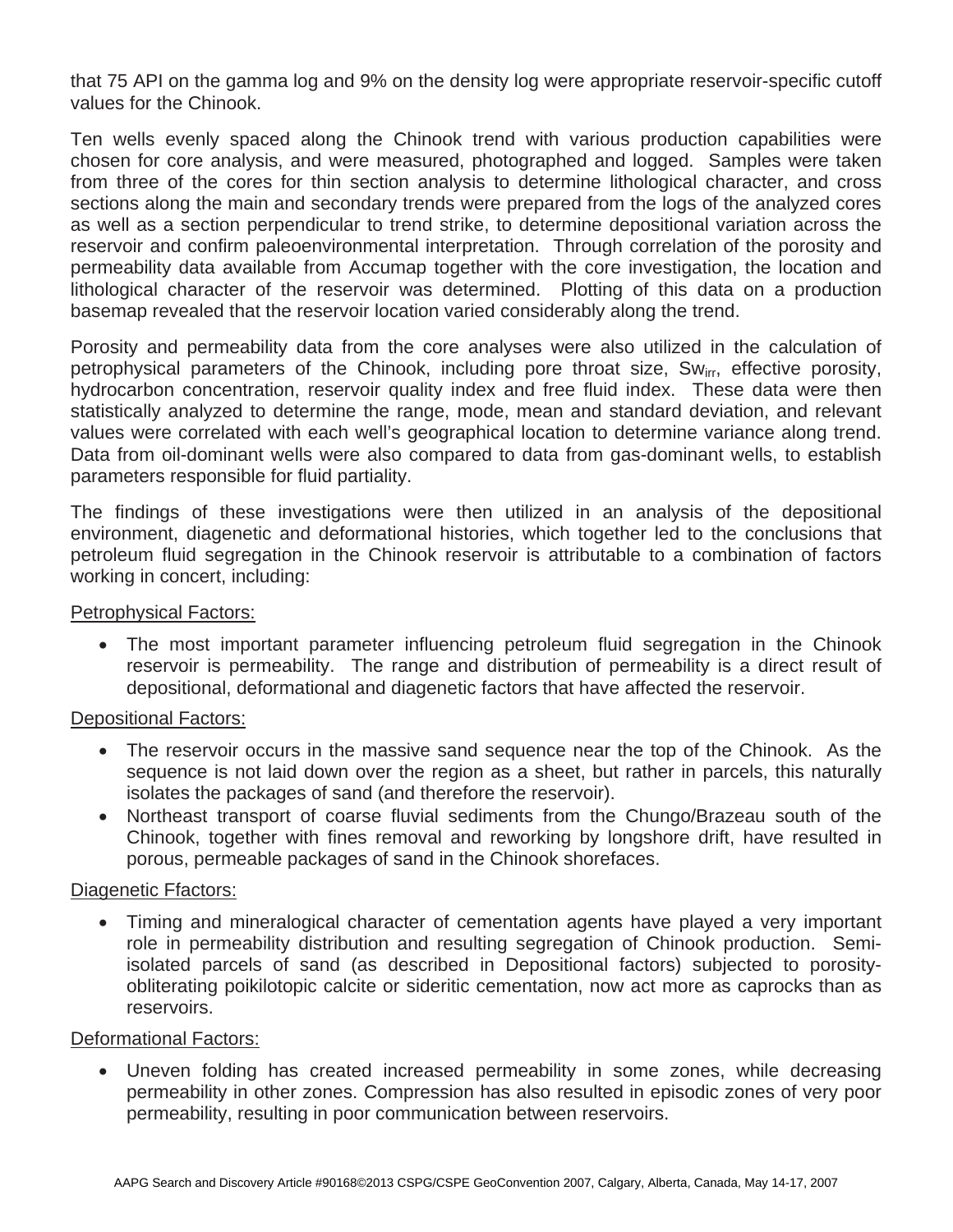that 75 API on the gamma log and 9% on the density log were appropriate reservoir-specific cutoff values for the Chinook.

Ten wells evenly spaced along the Chinook trend with various production capabilities were chosen for core analysis, and were measured, photographed and logged. Samples were taken from three of the cores for thin section analysis to determine lithological character, and cross sections along the main and secondary trends were prepared from the logs of the analyzed cores as well as a section perpendicular to trend strike, to determine depositional variation across the reservoir and confirm paleoenvironmental interpretation. Through correlation of the porosity and permeability data available from Accumap together with the core investigation, the location and lithological character of the reservoir was determined. Plotting of this data on a production basemap revealed that the reservoir location varied considerably along the trend.

Porosity and permeability data from the core analyses were also utilized in the calculation of petrophysical parameters of the Chinook, including pore throat size, $Sw_{irr}$, effective porosity, hydrocarbon concentration, reservoir quality index and free fluid index. These data were then statistically analyzed to determine the range, mode, mean and standard deviation, and relevant values were correlated with each well's geographical location to determine variance along trend. Data from oil-dominant wells were also compared to data from gas-dominant wells, to establish parameters responsible for fluid partiality.

The findings of these investigations were then utilized in an analysis of the depositional environment, diagenetic and deformational histories, which together led to the conclusions that petroleum fluid segregation in the Chinook reservoir is attributable to a combination of factors working in concert, including:

<u>Petrophysical Factors:</u>

- The most important parameter influencing petroleum fluid segregation in the Chinook reservoir is permeability. The range and distribution of permeability is a direct result of depositional, deformational and diagenetic factors that have affected the reservoir.

<u>Depositional Factors:</u>

- The reservoir occurs in the massive sand sequence near the top of the Chinook. As the sequence is not laid down over the region as a sheet, but rather in parcels, this naturally isolates the packages of sand (and therefore the reservoir).
- Northeast transport of coarse fluvial sediments from the Chungo/Brazeau south of the Chinook, together with fines removal and reworking by longshore drift, have resulted in porous, permeable packages of sand in the Chinook shorefaces.

<u>Diagenetic Ffactors:</u>

- Timing and mineralogical character of cementation agents have played a very important role in permeability distribution and resulting segregation of Chinook production. Semi-isolated parcels of sand (as described in Depositional factors) subjected to porosity-obliterating poikilotopic calcite or sideritic cementation, now act more as caprocks than as reservoirs.

<u>Deformational Factors:</u>

- Uneven folding has created increased permeability in some zones, while decreasing permeability in other zones. Compression has also resulted in episodic zones of very poor permeability, resulting in poor communication between reservoirs.